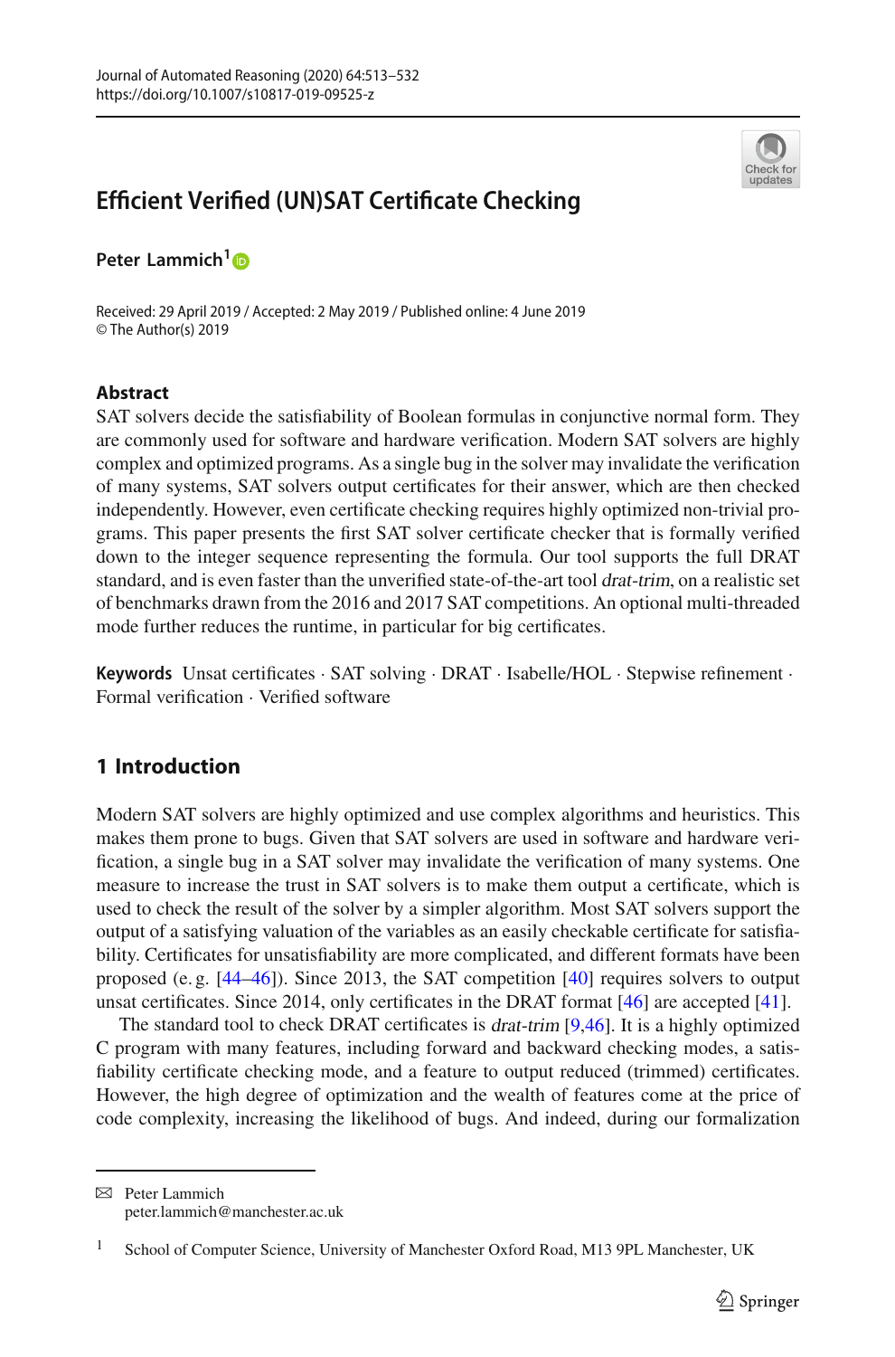# Efficient Verified (UN)SAT Certificate Checking

**Peter Lammich**[1]

Received: 29 April 2019 / Accepted: 2 May 2019 / Published online: 4 June 2019
© The Author(s) 2019

## Abstract

SAT solvers decide the satisfiability of Boolean formulas in conjunctive normal form. They are commonly used for software and hardware verification. Modern SAT solvers are highly complex and optimized programs. As a single bug in the solver may invalidate the verification of many systems, SAT solvers output certificates for their answer, which are then checked independently. However, even certificate checking requires highly optimized non-trivial programs. This paper presents the first SAT solver certificate checker that is formally verified down to the integer sequence representing the formula. Our tool supports the full DRAT standard, and is even faster than the unverified state-of-the-art tool *drat-trim*, on a realistic set of benchmarks drawn from the 2016 and 2017 SAT competitions. An optional multi-threaded mode further reduces the runtime, in particular for big certificates.

**Keywords** Unsat certificates · SAT solving · DRAT · Isabelle/HOL · Stepwise refinement · Formal verification · Verified software

## 1 Introduction

Modern SAT solvers are highly optimized and use complex algorithms and heuristics. This makes them prone to bugs. Given that SAT solvers are used in software and hardware verification, a single bug in a SAT solver may invalidate the verification of many systems. One measure to increase the trust in SAT solvers is to make them output a certificate, which is used to check the result of the solver by a simpler algorithm. Most SAT solvers support the output of a satisfying valuation of the variables as an easily checkable certificate for satisfiability. Certificates for unsatisfiability are more complicated, and different formats have been proposed (e. g. [44–46]). Since 2013, the SAT competition [40] requires solvers to output unsat certificates. Since 2014, only certificates in the DRAT format [46] are accepted [41].

The standard tool to check DRAT certificates is *drat-trim* [9,46]. It is a highly optimized C program with many features, including forward and backward checking modes, a satisfiability certificate checking mode, and a feature to output reduced (trimmed) certificates. However, the high degree of optimization and the wealth of features come at the price of code complexity, increasing the likelihood of bugs. And indeed, during our formalization

---

✉ Peter Lammich
peter.lammich@manchester.ac.uk

[1] School of Computer Science, University of Manchester Oxford Road, M13 9PL Manchester, UK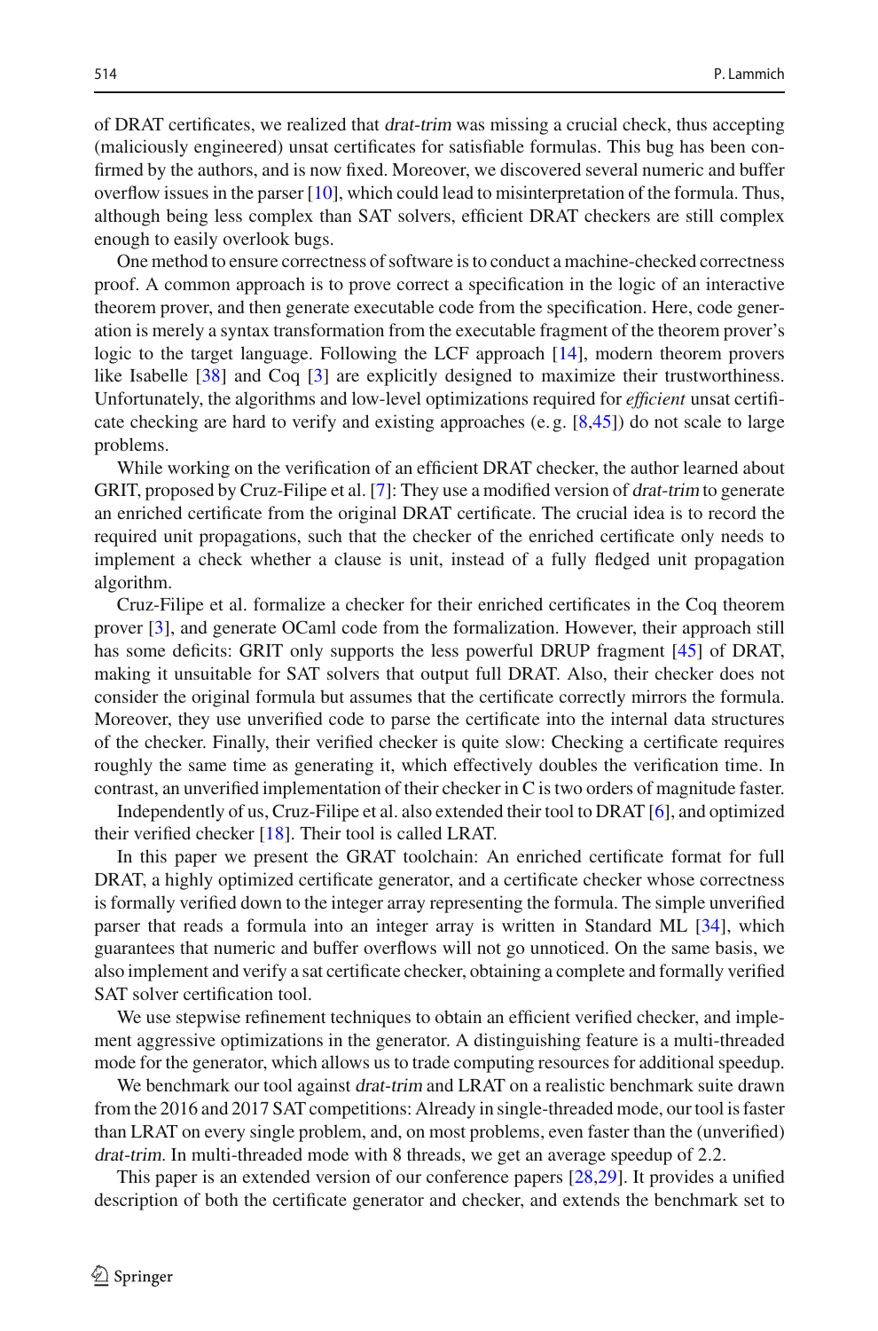of DRAT certificates, we realized that *drat-trim* was missing a crucial check, thus accepting (maliciously engineered) unsat certificates for satisfiable formulas. This bug has been confirmed by the authors, and is now fixed. Moreover, we discovered several numeric and buffer overflow issues in the parser [10], which could lead to misinterpretation of the formula. Thus, although being less complex than SAT solvers, efficient DRAT checkers are still complex enough to easily overlook bugs.

One method to ensure correctness of software is to conduct a machine-checked correctness proof. A common approach is to prove correct a specification in the logic of an interactive theorem prover, and then generate executable code from the specification. Here, code generation is merely a syntax transformation from the executable fragment of the theorem prover's logic to the target language. Following the LCF approach [14], modern theorem provers like Isabelle [38] and Coq [3] are explicitly designed to maximize their trustworthiness. Unfortunately, the algorithms and low-level optimizations required for *efficient* unsat certificate checking are hard to verify and existing approaches (e. g. [8,45]) do not scale to large problems.

While working on the verification of an efficient DRAT checker, the author learned about GRIT, proposed by Cruz-Filipe et al. [7]: They use a modified version of *drat-trim* to generate an enriched certificate from the original DRAT certificate. The crucial idea is to record the required unit propagations, such that the checker of the enriched certificate only needs to implement a check whether a clause is unit, instead of a fully fledged unit propagation algorithm.

Cruz-Filipe et al. formalize a checker for their enriched certificates in the Coq theorem prover [3], and generate OCaml code from the formalization. However, their approach still has some deficits: GRIT only supports the less powerful DRUP fragment [45] of DRAT, making it unsuitable for SAT solvers that output full DRAT. Also, their checker does not consider the original formula but assumes that the certificate correctly mirrors the formula. Moreover, they use unverified code to parse the certificate into the internal data structures of the checker. Finally, their verified checker is quite slow: Checking a certificate requires roughly the same time as generating it, which effectively doubles the verification time. In contrast, an unverified implementation of their checker in C is two orders of magnitude faster.

Independently of us, Cruz-Filipe et al. also extended their tool to DRAT [6], and optimized their verified checker [18]. Their tool is called LRAT.

In this paper we present the GRAT toolchain: An enriched certificate format for full DRAT, a highly optimized certificate generator, and a certificate checker whose correctness is formally verified down to the integer array representing the formula. The simple unverified parser that reads a formula into an integer array is written in Standard ML [34], which guarantees that numeric and buffer overflows will not go unnoticed. On the same basis, we also implement and verify a sat certificate checker, obtaining a complete and formally verified SAT solver certification tool.

We use stepwise refinement techniques to obtain an efficient verified checker, and implement aggressive optimizations in the generator. A distinguishing feature is a multi-threaded mode for the generator, which allows us to trade computing resources for additional speedup.

We benchmark our tool against *drat-trim* and LRAT on a realistic benchmark suite drawn from the 2016 and 2017 SAT competitions: Already in single-threaded mode, our tool is faster than LRAT on every single problem, and, on most problems, even faster than the (unverified) *drat-trim*. In multi-threaded mode with 8 threads, we get an average speedup of 2.2.

This paper is an extended version of our conference papers [28,29]. It provides a unified description of both the certificate generator and checker, and extends the benchmark set to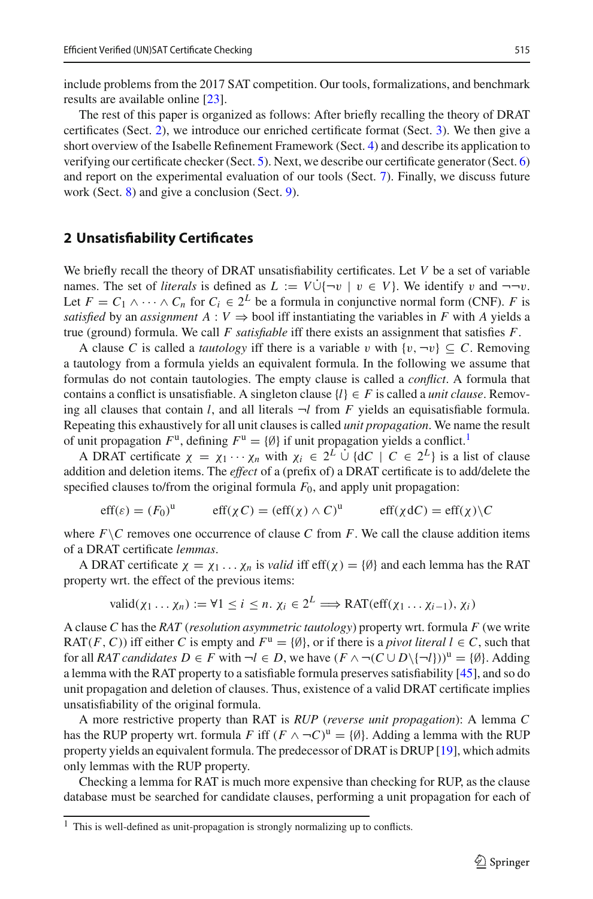include problems from the 2017 SAT competition. Our tools, formalizations, and benchmark results are available online [23].

The rest of this paper is organized as follows: After briefly recalling the theory of DRAT certificates (Sect. 2), we introduce our enriched certificate format (Sect. 3). We then give a short overview of the Isabelle Refinement Framework (Sect. 4) and describe its application to verifying our certificate checker (Sect. 5). Next, we describe our certificate generator (Sect. 6) and report on the experimental evaluation of our tools (Sect. 7). Finally, we discuss future work (Sect. 8) and give a conclusion (Sect. 9).

## 2 Unsatisfiability Certificates

We briefly recall the theory of DRAT unsatisfiability certificates. Let $V$ be a set of variable names. The set of *literals* is defined as $L := V \dot\cup \{\neg v \mid v \in V\}$. We identify $v$ and $\neg\neg v$. Let $F = C_1 \wedge \cdots \wedge C_n$ for $C_i \in 2^L$ be a formula in conjunctive normal form (CNF). $F$ is *satisfied* by an *assignment* $A : V \Rightarrow$ bool iff instantiating the variables in $F$ with $A$ yields a true (ground) formula. We call $F$ *satisfiable* iff there exists an assignment that satisfies $F$.

A clause $C$ is called a *tautology* iff there is a variable $v$ with $\{v, \neg v\} \subseteq C$. Removing a tautology from a formula yields an equivalent formula. In the following we assume that formulas do not contain tautologies. The empty clause is called a *conflict*. A formula that contains a conflict is unsatisfiable. A singleton clause $\{l\} \in F$ is called a *unit clause*. Removing all clauses that contain $l$, and all literals $\neg l$ from $F$ yields an equisatisfiable formula. Repeating this exhaustively for all unit clauses is called *unit propagation*. We name the result of unit propagation $F^{\mathrm{u}}$, defining $F^{\mathrm{u}} = \{\emptyset\}$ if unit propagation yields a conflict.[1]

A DRAT certificate $\chi = \chi_1 \cdots \chi_n$ with $\chi_i \in 2^L \dot\cup \{\mathrm{d}C \mid C \in 2^L\}$ is a list of clause addition and deletion items. The *effect* of a (prefix of) a DRAT certificate is to add/delete the specified clauses to/from the original formula $F_0$, and apply unit propagation:

$$\mathrm{eff}(\varepsilon) = (F_0)^{\mathrm{u}} \qquad \mathrm{eff}(\chi C) = (\mathrm{eff}(\chi) \wedge C)^{\mathrm{u}} \qquad \mathrm{eff}(\chi \mathrm{d}C) = \mathrm{eff}(\chi) \backslash C$$

where $F \backslash C$ removes one occurrence of clause $C$ from $F$. We call the clause addition items of a DRAT certificate *lemmas*.

A DRAT certificate $\chi = \chi_1 \ldots \chi_n$ is *valid* iff $\mathrm{eff}(\chi) = \{\emptyset\}$ and each lemma has the RAT property wrt. the effect of the previous items:

$$\mathrm{valid}(\chi_1 \ldots \chi_n) := \forall 1 \leq i \leq n.\ \chi_i \in 2^L \Longrightarrow \mathrm{RAT}(\mathrm{eff}(\chi_1 \ldots \chi_{i-1}), \chi_i)$$

A clause $C$ has the *RAT* (*resolution asymmetric tautology*) property wrt. formula $F$ (we write $\mathrm{RAT}(F, C)$) iff either $C$ is empty and $F^{\mathrm{u}} = \{\emptyset\}$, or if there is a *pivot literal* $l \in C$, such that for all *RAT candidates* $D \in F$ with $\neg l \in D$, we have $(F \wedge \neg(C \cup D \backslash \{\neg l\}))^{\mathrm{u}} = \{\emptyset\}$. Adding a lemma with the RAT property to a satisfiable formula preserves satisfiability [45], and so do unit propagation and deletion of clauses. Thus, existence of a valid DRAT certificate implies unsatisfiability of the original formula.

A more restrictive property than RAT is *RUP* (*reverse unit propagation*): A lemma $C$ has the RUP property wrt. formula $F$ iff $(F \wedge \neg C)^{\mathrm{u}} = \{\emptyset\}$. Adding a lemma with the RUP property yields an equivalent formula. The predecessor of DRAT is DRUP [19], which admits only lemmas with the RUP property.

Checking a lemma for RAT is much more expensive than checking for RUP, as the clause database must be searched for candidate clauses, performing a unit propagation for each of

[1] This is well-defined as unit-propagation is strongly normalizing up to conflicts.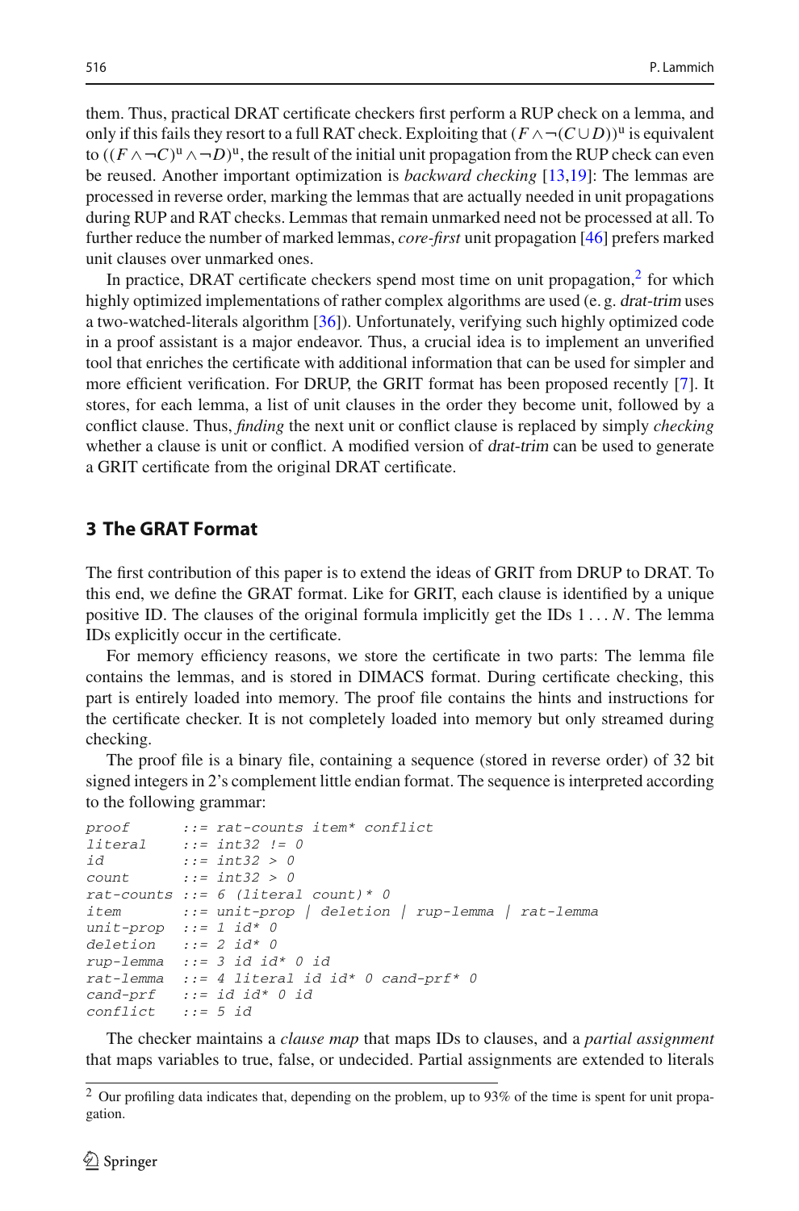them. Thus, practical DRAT certificate checkers first perform a RUP check on a lemma, and only if this fails they resort to a full RAT check. Exploiting that $(F \wedge \neg(C \cup D))^{\text{u}}$ is equivalent to $((F \wedge \neg C)^{\text{u}} \wedge \neg D)^{\text{u}}$, the result of the initial unit propagation from the RUP check can even be reused. Another important optimization is *backward checking* [13,19]: The lemmas are processed in reverse order, marking the lemmas that are actually needed in unit propagations during RUP and RAT checks. Lemmas that remain unmarked need not be processed at all. To further reduce the number of marked lemmas, *core-first* unit propagation [46] prefers marked unit clauses over unmarked ones.

In practice, DRAT certificate checkers spend most time on unit propagation,[2] for which highly optimized implementations of rather complex algorithms are used (e. g. drat-trim uses a two-watched-literals algorithm [36]). Unfortunately, verifying such highly optimized code in a proof assistant is a major endeavor. Thus, a crucial idea is to implement an unverified tool that enriches the certificate with additional information that can be used for simpler and more efficient verification. For DRUP, the GRIT format has been proposed recently [7]. It stores, for each lemma, a list of unit clauses in the order they become unit, followed by a conflict clause. Thus, *finding* the next unit or conflict clause is replaced by simply *checking* whether a clause is unit or conflict. A modified version of drat-trim can be used to generate a GRIT certificate from the original DRAT certificate.

## 3 The GRAT Format

The first contribution of this paper is to extend the ideas of GRIT from DRUP to DRAT. To this end, we define the GRAT format. Like for GRIT, each clause is identified by a unique positive ID. The clauses of the original formula implicitly get the IDs $1 \ldots N$. The lemma IDs explicitly occur in the certificate.

For memory efficiency reasons, we store the certificate in two parts: The lemma file contains the lemmas, and is stored in DIMACS format. During certificate checking, this part is entirely loaded into memory. The proof file contains the hints and instructions for the certificate checker. It is not completely loaded into memory but only streamed during checking.

The proof file is a binary file, containing a sequence (stored in reverse order) of 32 bit signed integers in 2's complement little endian format. The sequence is interpreted according to the following grammar:

```
proof      ::= rat-counts item* conflict
literal    ::= int32 != 0
id         ::= int32 > 0
count      ::= int32 > 0
rat-counts ::= 6 (literal count)* 0
item       ::= unit-prop | deletion | rup-lemma | rat-lemma
unit-prop  ::= 1 id* 0
deletion   ::= 2 id* 0
rup-lemma  ::= 3 id id* 0 id
rat-lemma  ::= 4 literal id id* 0 cand-prf* 0
cand-prf   ::= id id* 0 id
conflict   ::= 5 id
```

The checker maintains a *clause map* that maps IDs to clauses, and a *partial assignment* that maps variables to true, false, or undecided. Partial assignments are extended to literals

[2] Our profiling data indicates that, depending on the problem, up to 93% of the time is spent for unit propagation.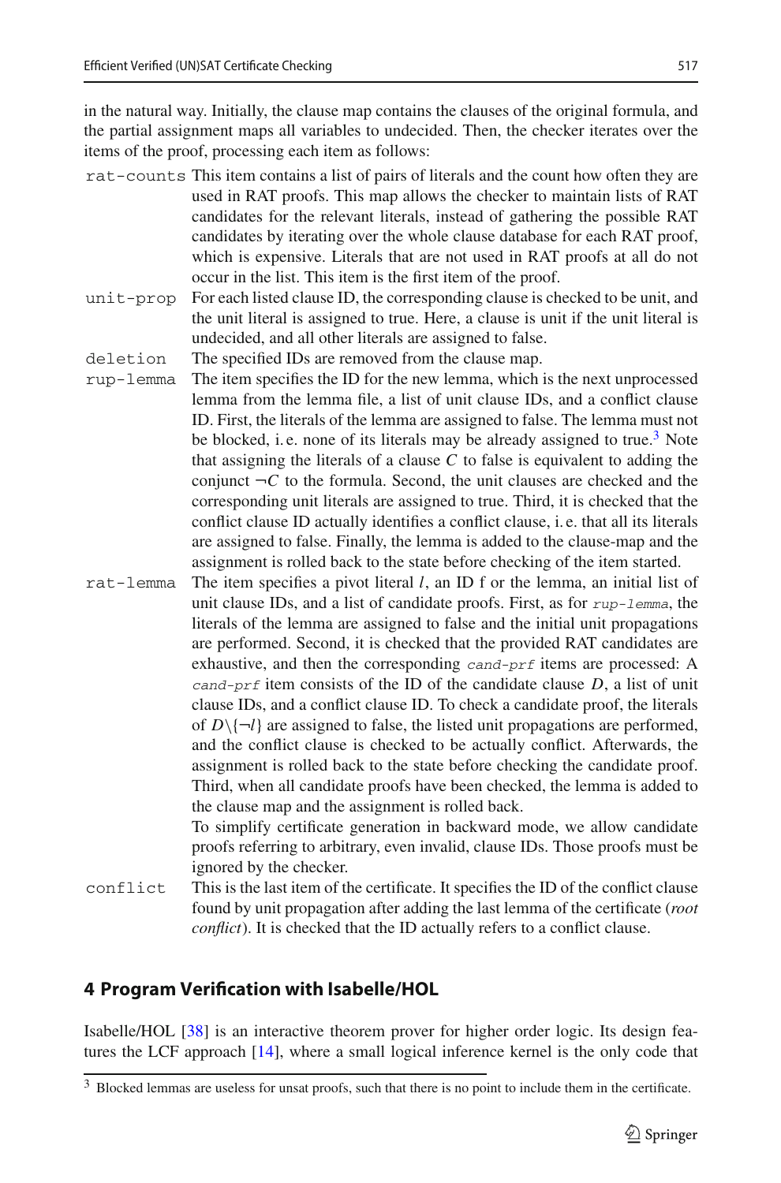in the natural way. Initially, the clause map contains the clauses of the original formula, and the partial assignment maps all variables to undecided. Then, the checker iterates over the items of the proof, processing each item as follows:

- `rat-counts` This item contains a list of pairs of literals and the count how often they are used in RAT proofs. This map allows the checker to maintain lists of RAT candidates for the relevant literals, instead of gathering the possible RAT candidates by iterating over the whole clause database for each RAT proof, which is expensive. Literals that are not used in RAT proofs at all do not occur in the list. This item is the first item of the proof.
- `unit-prop` For each listed clause ID, the corresponding clause is checked to be unit, and the unit literal is assigned to true. Here, a clause is unit if the unit literal is undecided, and all other literals are assigned to false.
- `deletion` The specified IDs are removed from the clause map.
- `rup-lemma` The item specifies the ID for the new lemma, which is the next unprocessed lemma from the lemma file, a list of unit clause IDs, and a conflict clause ID. First, the literals of the lemma are assigned to false. The lemma must not be blocked, i. e. none of its literals may be already assigned to true.[3] Note that assigning the literals of a clause $C$ to false is equivalent to adding the conjunct $\neg C$ to the formula. Second, the unit clauses are checked and the corresponding unit literals are assigned to true. Third, it is checked that the conflict clause ID actually identifies a conflict clause, i. e. that all its literals are assigned to false. Finally, the lemma is added to the clause-map and the assignment is rolled back to the state before checking of the item started.
- `rat-lemma` The item specifies a pivot literal $l$, an ID f or the lemma, an initial list of unit clause IDs, and a list of candidate proofs. First, as for *`rup-lemma`*, the literals of the lemma are assigned to false and the initial unit propagations are performed. Second, it is checked that the provided RAT candidates are exhaustive, and then the corresponding *`cand-prf`* items are processed: A *`cand-prf`* item consists of the ID of the candidate clause $D$, a list of unit clause IDs, and a conflict clause ID. To check a candidate proof, the literals of $D \backslash \{\neg l\}$ are assigned to false, the listed unit propagations are performed, and the conflict clause is checked to be actually conflict. Afterwards, the assignment is rolled back to the state before checking the candidate proof. Third, when all candidate proofs have been checked, the lemma is added to the clause map and the assignment is rolled back.

  To simplify certificate generation in backward mode, we allow candidate proofs referring to arbitrary, even invalid, clause IDs. Those proofs must be ignored by the checker.
- `conflict` This is the last item of the certificate. It specifies the ID of the conflict clause found by unit propagation after adding the last lemma of the certificate (*root conflict*). It is checked that the ID actually refers to a conflict clause.

## 4 Program Verification with Isabelle/HOL

Isabelle/HOL [38] is an interactive theorem prover for higher order logic. Its design features the LCF approach [14], where a small logical inference kernel is the only code that

[3] Blocked lemmas are useless for unsat proofs, such that there is no point to include them in the certificate.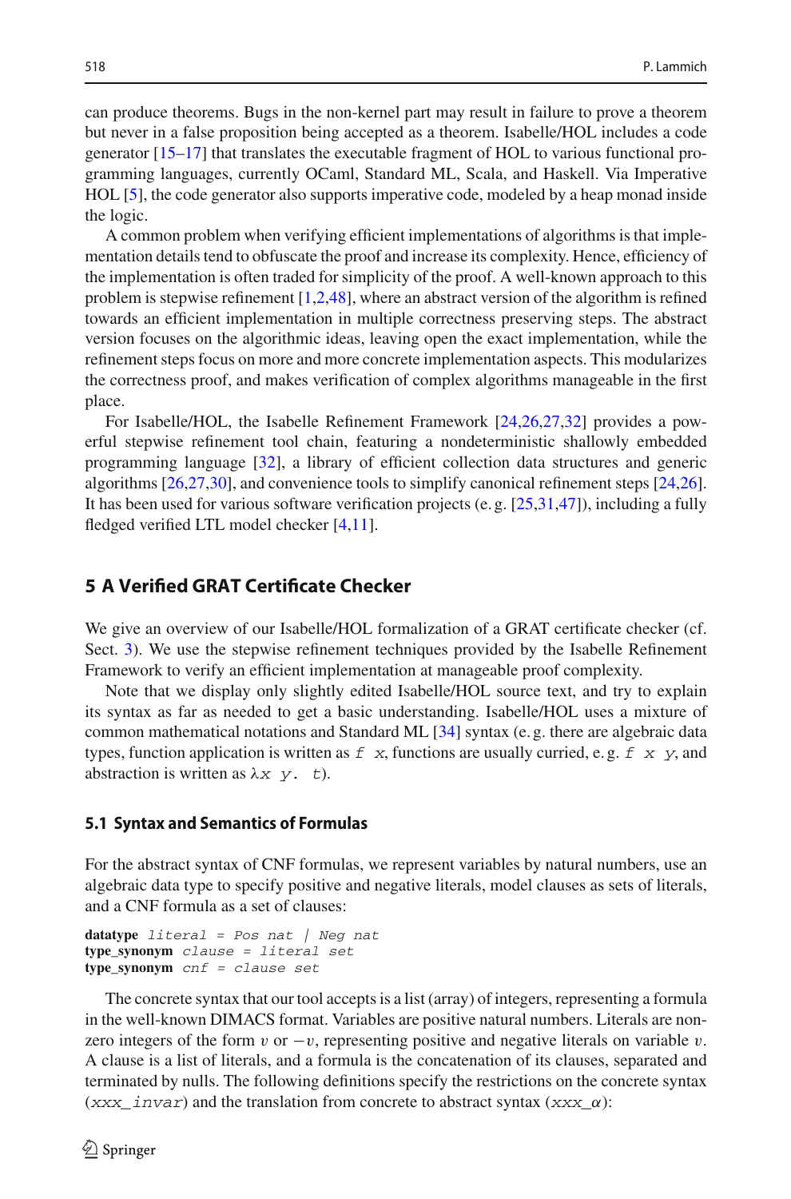can produce theorems. Bugs in the non-kernel part may result in failure to prove a theorem but never in a false proposition being accepted as a theorem. Isabelle/HOL includes a code generator [15–17] that translates the executable fragment of HOL to various functional programming languages, currently OCaml, Standard ML, Scala, and Haskell. Via Imperative HOL [5], the code generator also supports imperative code, modeled by a heap monad inside the logic.

A common problem when verifying efficient implementations of algorithms is that implementation details tend to obfuscate the proof and increase its complexity. Hence, efficiency of the implementation is often traded for simplicity of the proof. A well-known approach to this problem is stepwise refinement [1,2,48], where an abstract version of the algorithm is refined towards an efficient implementation in multiple correctness preserving steps. The abstract version focuses on the algorithmic ideas, leaving open the exact implementation, while the refinement steps focus on more and more concrete implementation aspects. This modularizes the correctness proof, and makes verification of complex algorithms manageable in the first place.

For Isabelle/HOL, the Isabelle Refinement Framework [24,26,27,32] provides a powerful stepwise refinement tool chain, featuring a nondeterministic shallowly embedded programming language [32], a library of efficient collection data structures and generic algorithms [26,27,30], and convenience tools to simplify canonical refinement steps [24,26]. It has been used for various software verification projects (e. g. [25,31,47]), including a fully fledged verified LTL model checker [4,11].

## 5 A Verified GRAT Certificate Checker

We give an overview of our Isabelle/HOL formalization of a GRAT certificate checker (cf. Sect. 3). We use the stepwise refinement techniques provided by the Isabelle Refinement Framework to verify an efficient implementation at manageable proof complexity.

Note that we display only slightly edited Isabelle/HOL source text, and try to explain its syntax as far as needed to get a basic understanding. Isabelle/HOL uses a mixture of common mathematical notations and Standard ML [34] syntax (e. g. there are algebraic data types, function application is written as `f x`, functions are usually curried, e. g. `f x y`, and abstraction is written as `λx y. t`).

### 5.1 Syntax and Semantics of Formulas

For the abstract syntax of CNF formulas, we represent variables by natural numbers, use an algebraic data type to specify positive and negative literals, model clauses as sets of literals, and a CNF formula as a set of clauses:

```
datatype literal = Pos nat | Neg nat
type_synonym clause = literal set
type_synonym cnf = clause set
```

The concrete syntax that our tool accepts is a list (array) of integers, representing a formula in the well-known DIMACS format. Variables are positive natural numbers. Literals are nonzero integers of the form $v$ or $-v$, representing positive and negative literals on variable $v$. A clause is a list of literals, and a formula is the concatenation of its clauses, separated and terminated by nulls. The following definitions specify the restrictions on the concrete syntax (`xxx_invar`) and the translation from concrete to abstract syntax (`xxx_α`):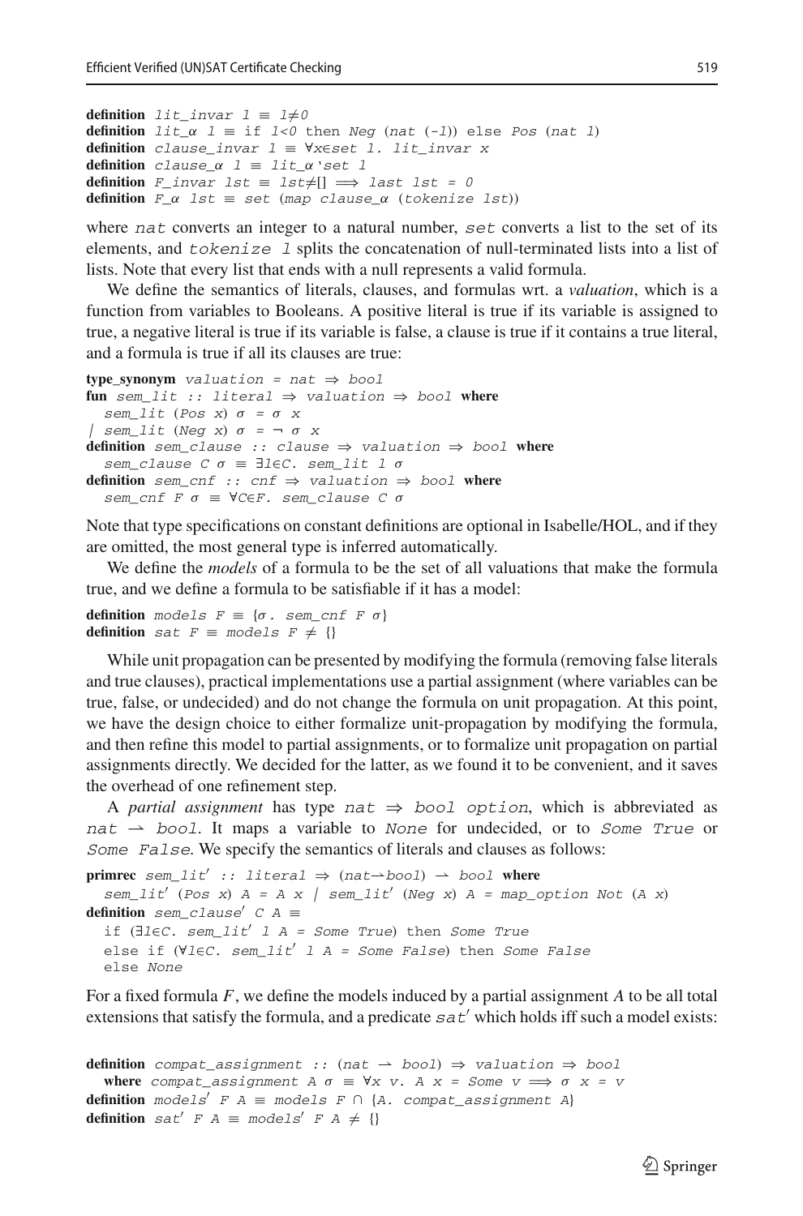```
definition lit_invar l ≡ l≠0
definition lit_α l ≡ if l<0 then Neg (nat (-l)) else Pos (nat l)
definition clause_invar l ≡ ∀x∈set l. lit_invar x
definition clause_α l ≡ lit_α`set l
definition F_invar lst ≡ lst≠[] ⟹ last lst = 0
definition F_α lst ≡ set (map clause_α (tokenize lst))
```

where `nat` converts an integer to a natural number, `set` converts a list to the set of its elements, and `tokenize l` splits the concatenation of null-terminated lists into a list of lists. Note that every list that ends with a null represents a valid formula.

We define the semantics of literals, clauses, and formulas wrt. a *valuation*, which is a function from variables to Booleans. A positive literal is true if its variable is assigned to true, a negative literal is true if its variable is false, a clause is true if it contains a true literal, and a formula is true if all its clauses are true:

```
type_synonym valuation = nat ⇒ bool
fun sem_lit :: literal ⇒ valuation ⇒ bool where
  sem_lit (Pos x) σ = σ x
| sem_lit (Neg x) σ = ¬ σ x
definition sem_clause :: clause ⇒ valuation ⇒ bool where
  sem_clause C σ ≡ ∃l∈C. sem_lit l σ
definition sem_cnf :: cnf ⇒ valuation ⇒ bool where
  sem_cnf F σ ≡ ∀C∈F. sem_clause C σ
```

Note that type specifications on constant definitions are optional in Isabelle/HOL, and if they are omitted, the most general type is inferred automatically.

We define the *models* of a formula to be the set of all valuations that make the formula true, and we define a formula to be satisfiable if it has a model:

```
definition models F ≡ {σ. sem_cnf F σ}
definition sat F ≡ models F ≠ {}
```

While unit propagation can be presented by modifying the formula (removing false literals and true clauses), practical implementations use a partial assignment (where variables can be true, false, or undecided) and do not change the formula on unit propagation. At this point, we have the design choice to either formalize unit-propagation by modifying the formula, and then refine this model to partial assignments, or to formalize unit propagation on partial assignments directly. We decided for the latter, as we found it to be convenient, and it saves the overhead of one refinement step.

A *partial assignment* has type `nat ⇒ bool option`, which is abbreviated as `nat ⇀ bool`. It maps a variable to `None` for undecided, or to `Some True` or `Some False`. We specify the semantics of literals and clauses as follows:

```
primrec sem_lit' :: literal ⇒ (nat⇀bool) ⇀ bool where
  sem_lit' (Pos x) A = A x | sem_lit' (Neg x) A = map_option Not (A x)
definition sem_clause' C A ≡
  if (∃l∈C. sem_lit' l A = Some True) then Some True
  else if (∀l∈C. sem_lit' l A = Some False) then Some False
  else None
```

For a fixed formula $F$, we define the models induced by a partial assignment $A$ to be all total extensions that satisfy the formula, and a predicate `sat'` which holds iff such a model exists:

```
definition compat_assignment :: (nat ⇀ bool) ⇒ valuation ⇒ bool
  where compat_assignment A σ ≡ ∀x v. A x = Some v ⟹ σ x = v
definition models' F A ≡ models F ∩ {A. compat_assignment A}
definition sat' F A ≡ models' F A ≠ {}
```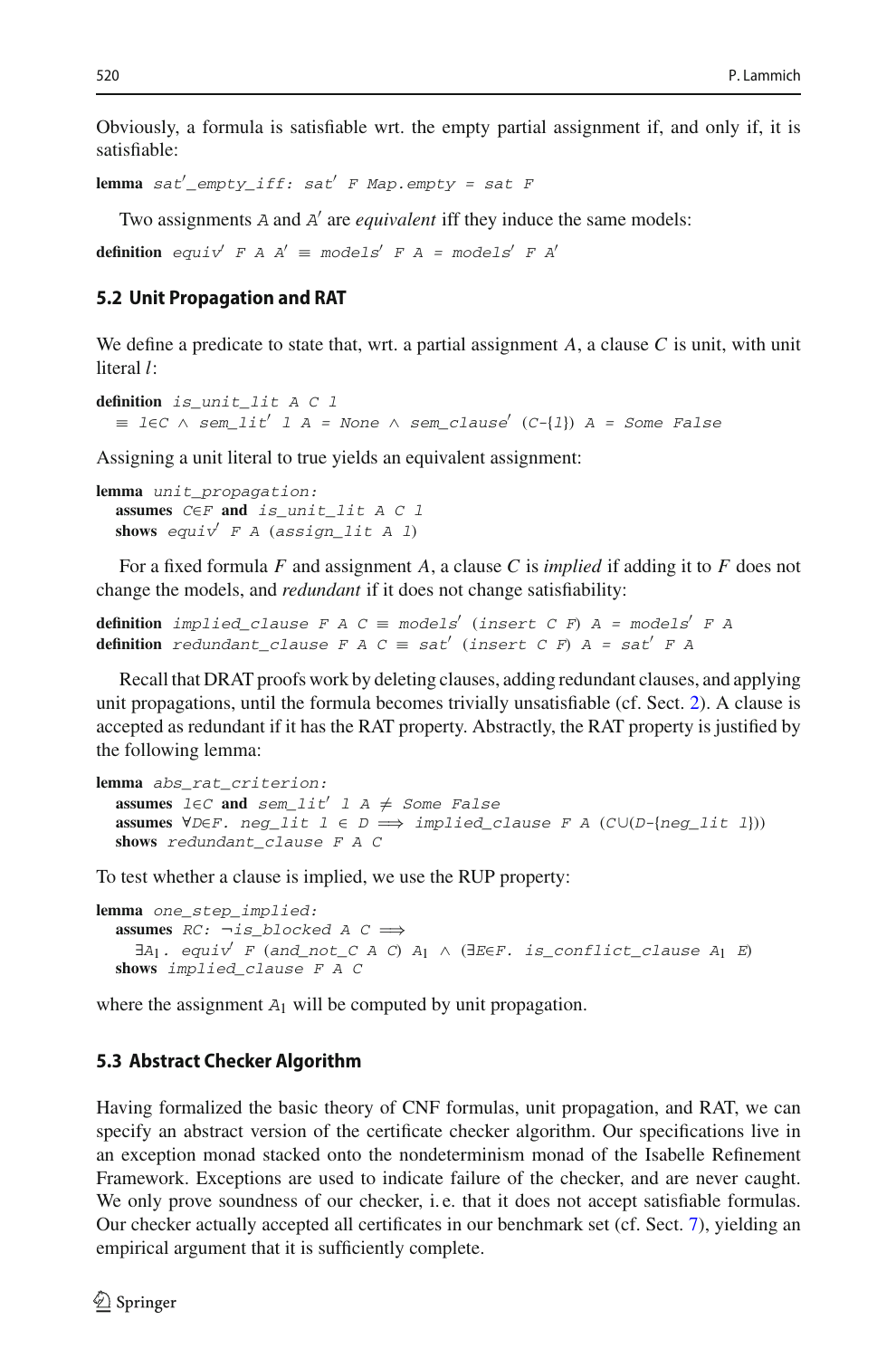Obviously, a formula is satisfiable wrt. the empty partial assignment if, and only if, it is satisfiable:

```
lemma sat'_empty_iff: sat' F Map.empty = sat F
```

Two assignments $A$ and $A'$ are *equivalent* iff they induce the same models:

```
definition equiv' F A A' ≡ models' F A = models' F A'
```

### 5.2 Unit Propagation and RAT

We define a predicate to state that, wrt. a partial assignment $A$, a clause $C$ is unit, with unit literal $l$:

```
definition is_unit_lit A C l
  ≡ l∈C ∧ sem_lit' l A = None ∧ sem_clause' (C-{l}) A = Some False
```

Assigning a unit literal to true yields an equivalent assignment:

```
lemma unit_propagation:
  assumes C∈F and is_unit_lit A C l
  shows equiv' F A (assign_lit A l)
```

For a fixed formula $F$ and assignment $A$, a clause $C$ is *implied* if adding it to $F$ does not change the models, and *redundant* if it does not change satisfiability:

```
definition implied_clause F A C ≡ models' (insert C F) A = models' F A
definition redundant_clause F A C ≡ sat' (insert C F) A = sat' F A
```

Recall that DRAT proofs work by deleting clauses, adding redundant clauses, and applying unit propagations, until the formula becomes trivially unsatisfiable (cf. Sect. 2). A clause is accepted as redundant if it has the RAT property. Abstractly, the RAT property is justified by the following lemma:

```
lemma abs_rat_criterion:
  assumes l∈C and sem_lit' l A ≠ Some False
  assumes ∀D∈F. neg_lit l ∈ D ⟹ implied_clause F A (C∪(D-{neg_lit l}))
  shows redundant_clause F A C
```

To test whether a clause is implied, we use the RUP property:

```
lemma one_step_implied:
  assumes RC: ¬is_blocked A C ⟹
    ∃A1. equiv' F (and_not_C A C) A1 ∧ (∃E∈F. is_conflict_clause A1 E)
  shows implied_clause F A C
```

where the assignment $A_1$ will be computed by unit propagation.

### 5.3 Abstract Checker Algorithm

Having formalized the basic theory of CNF formulas, unit propagation, and RAT, we can specify an abstract version of the certificate checker algorithm. Our specifications live in an exception monad stacked onto the nondeterminism monad of the Isabelle Refinement Framework. Exceptions are used to indicate failure of the checker, and are never caught. We only prove soundness of our checker, i. e. that it does not accept satisfiable formulas. Our checker actually accepted all certificates in our benchmark set (cf. Sect. 7), yielding an empirical argument that it is sufficiently complete.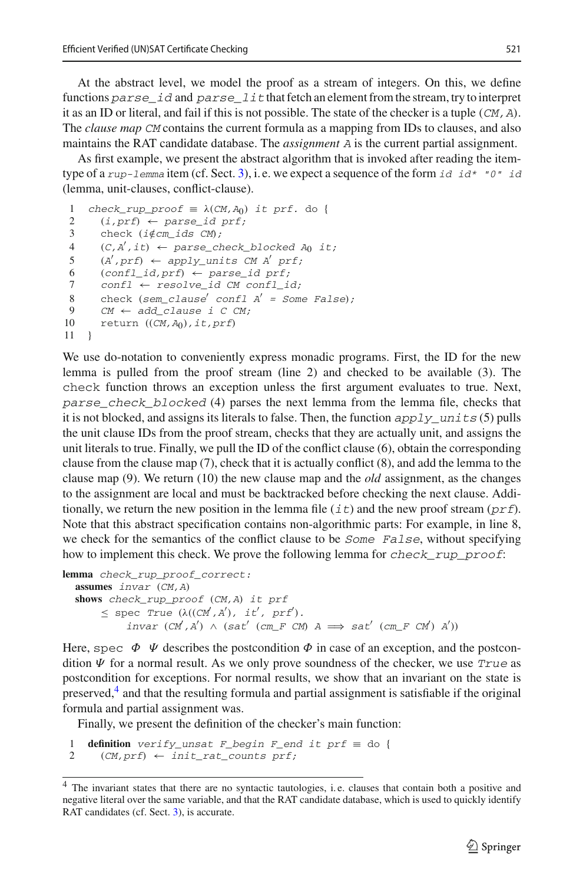At the abstract level, we model the proof as a stream of integers. On this, we define functions `parse_id` and `parse_lit` that fetch an element from the stream, try to interpret it as an ID or literal, and fail if this is not possible. The state of the checker is a tuple `(CM, A)`. The *clause map* `CM` contains the current formula as a mapping from IDs to clauses, and also maintains the RAT candidate database. The *assignment* `A` is the current partial assignment.

As first example, we present the abstract algorithm that is invoked after reading the item-type of a `rup-lemma` item (cf. Sect. 3), i. e. we expect a sequence of the form `id id* "0" id` (lemma, unit-clauses, conflict-clause).

```
1   check_rup_proof ≡ λ(CM,A0) it prf. do {
2     (i,prf) ← parse_id prf;
3     check (i∉cm_ids CM);
4     (C,A',it) ← parse_check_blocked A0 it;
5     (A',prf) ← apply_units CM A' prf;
6     (confl_id,prf) ← parse_id prf;
7     confl ← resolve_id CM confl_id;
8     check (sem_clause' confl A' = Some False);
9     CM ← add_clause i C CM;
10    return ((CM,A0),it,prf)
11  }
```

We use do-notation to conveniently express monadic programs. First, the ID for the new lemma is pulled from the proof stream (line 2) and checked to be available (3). The `check` function throws an exception unless the first argument evaluates to true. Next, `parse_check_blocked` (4) parses the next lemma from the lemma file, checks that it is not blocked, and assigns its literals to false. Then, the function `apply_units` (5) pulls the unit clause IDs from the proof stream, checks that they are actually unit, and assigns the unit literals to true. Finally, we pull the ID of the conflict clause (6), obtain the corresponding clause from the clause map (7), check that it is actually conflict (8), and add the lemma to the clause map (9). We return (10) the new clause map and the *old* assignment, as the changes to the assignment are local and must be backtracked before checking the next clause. Additionally, we return the new position in the lemma file (`it`) and the new proof stream (`prf`). Note that this abstract specification contains non-algorithmic parts: For example, in line 8, we check for the semantics of the conflict clause to be `Some False`, without specifying how to implement this check. We prove the following lemma for `check_rup_proof`:

```
lemma check_rup_proof_correct:
  assumes invar (CM,A)
  shows check_rup_proof (CM,A) it prf
      ≤ spec True (λ((CM',A'), it', prf').
          invar (CM',A') ∧ (sat' (cm_F CM) A ⟹ sat' (cm_F CM') A'))
```

Here, `spec` $\Phi$ $\Psi$ describes the postcondition $\Phi$ in case of an exception, and the postcondition $\Psi$ for a normal result. As we only prove soundness of the checker, we use `True` as postcondition for exceptions. For normal results, we show that an invariant on the state is preserved,[4] and that the resulting formula and partial assignment is satisfiable if the original formula and partial assignment was.

Finally, we present the definition of the checker's main function:

```
1   definition verify_unsat F_begin F_end it prf ≡ do {
2     (CM,prf) ← init_rat_counts prf;
```

[4] The invariant states that there are no syntactic tautologies, i. e. clauses that contain both a positive and negative literal over the same variable, and that the RAT candidate database, which is used to quickly identify RAT candidates (cf. Sect. 3), is accurate.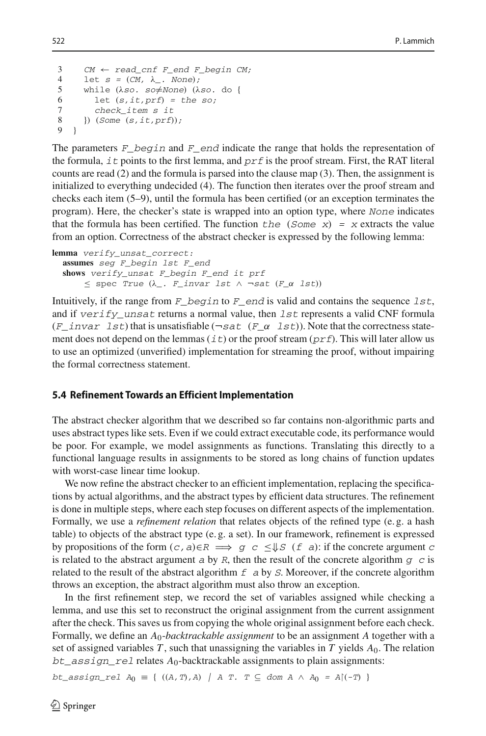```
3     CM ← read_cnf F_end F_begin CM;
4     let s = (CM, λ_. None);
5     while (λso. so≠None) (λso. do {
6       let (s,it,prf) = the so;
7       check_item s it
8     }) (Some (s,it,prf));
9   }
```

The parameters `F_begin` and `F_end` indicate the range that holds the representation of the formula, `it` points to the first lemma, and `prf` is the proof stream. First, the RAT literal counts are read (2) and the formula is parsed into the clause map (3). Then, the assignment is initialized to everything undecided (4). The function then iterates over the proof stream and checks each item (5–9), until the formula has been certified (or an exception terminates the program). Here, the checker's state is wrapped into an option type, where `None` indicates that the formula has been certified. The function `the (Some x) = x` extracts the value from an option. Correctness of the abstract checker is expressed by the following lemma:

```
lemma verify_unsat_correct:
  assumes seg F_begin lst F_end
  shows verify_unsat F_begin F_end it prf
      ≤ spec True (λ_. F_invar lst ∧ ¬sat (F_α lst))
```

Intuitively, if the range from `F_begin` to `F_end` is valid and contains the sequence `lst`, and if `verify_unsat` returns a normal value, then `lst` represents a valid CNF formula (`F_invar lst`) that is unsatisfiable (`¬sat (F_α lst)`). Note that the correctness statement does not depend on the lemmas (`it`) or the proof stream (`prf`). This will later allow us to use an optimized (unverified) implementation for streaming the proof, without impairing the formal correctness statement.

### 5.4 Refinement Towards an Efficient Implementation

The abstract checker algorithm that we described so far contains non-algorithmic parts and uses abstract types like sets. Even if we could extract executable code, its performance would be poor. For example, we model assignments as functions. Translating this directly to a functional language results in assignments to be stored as long chains of function updates with worst-case linear time lookup.

We now refine the abstract checker to an efficient implementation, replacing the specifications by actual algorithms, and the abstract types by efficient data structures. The refinement is done in multiple steps, where each step focuses on different aspects of the implementation. Formally, we use a *refinement relation* that relates objects of the refined type (e. g. a hash table) to objects of the abstract type (e. g. a set). In our framework, refinement is expressed by propositions of the form `(c,a)∈R ⟹ g c ≤⇓S (f a)`: if the concrete argument `c` is related to the abstract argument `a` by `R`, then the result of the concrete algorithm `g c` is related to the result of the abstract algorithm `f a` by `S`. Moreover, if the concrete algorithm throws an exception, the abstract algorithm must also throw an exception.

In the first refinement step, we record the set of variables assigned while checking a lemma, and use this set to reconstruct the original assignment from the current assignment after the check. This saves us from copying the whole original assignment before each check. Formally, we define an $A_0$-*backtrackable assignment* to be an assignment $A$ together with a set of assigned variables $T$, such that unassigning the variables in $T$ yields $A_0$. The relation `bt_assign_rel` relates $A_0$-backtrackable assignments to plain assignments:

```
bt_assign_rel A₀ ≡ { ((A,T),A) | A T. T ⊆ dom A ∧ A₀ = A↾(-T) }
```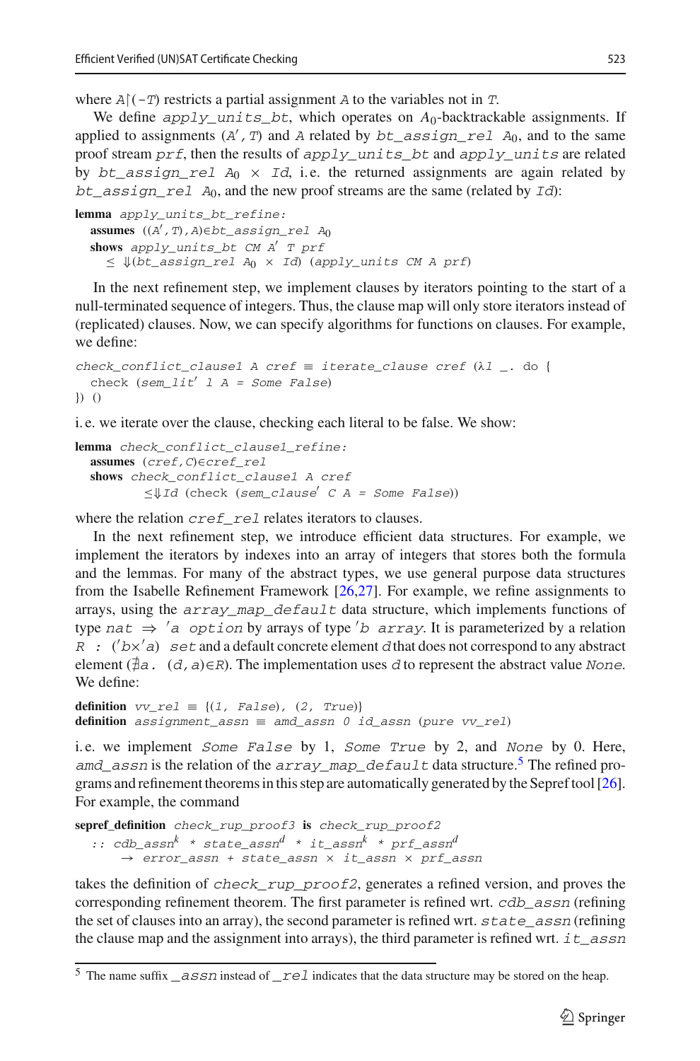where $A\restriction(-T)$ restricts a partial assignment $A$ to the variables not in $T$.

We define `apply_units_bt`, which operates on $A_0$-backtrackable assignments. If applied to assignments $(A', T)$ and $A$ related by `bt_assign_rel` $A_0$, and to the same proof stream `prf`, then the results of `apply_units_bt` and `apply_units` are related by `bt_assign_rel` $A_0 \times$ `Id`, i.e. the returned assignments are again related by `bt_assign_rel` $A_0$, and the new proof streams are the same (related by `Id`):

```
lemma apply_units_bt_refine:
  assumes ((A′,T),A)∈bt_assign_rel A₀
  shows apply_units_bt CM A′ T prf
    ≤ ⇓(bt_assign_rel A₀ × Id) (apply_units CM A prf)
```

In the next refinement step, we implement clauses by iterators pointing to the start of a null-terminated sequence of integers. Thus, the clause map will only store iterators instead of (replicated) clauses. Now, we can specify algorithms for functions on clauses. For example, we define:

```
check_conflict_clause1 A cref ≡ iterate_clause cref (λl _. do {
  check (sem_lit′ l A = Some False)
}) ()
```

i.e. we iterate over the clause, checking each literal to be false. We show:

```
lemma check_conflict_clause1_refine:
  assumes (cref,C)∈cref_rel
  shows check_conflict_clause1 A cref
        ≤⇓Id (check (sem_clause′ C A = Some False))
```

where the relation `cref_rel` relates iterators to clauses.

In the next refinement step, we introduce efficient data structures. For example, we implement the iterators by indexes into an array of integers that stores both the formula and the lemmas. For many of the abstract types, we use general purpose data structures from the Isabelle Refinement Framework [26,27]. For example, we refine assignments to arrays, using the `array_map_default` data structure, which implements functions of type `nat ⇒ 'a option` by arrays of type `'b array`. It is parameterized by a relation `R : ('b×'a) set` and a default concrete element `d` that does not correspond to any abstract element ($\nexists a.\ (d, a) \in R$). The implementation uses `d` to represent the abstract value `None`. We define:

```
definition vv_rel ≡ {(1, False), (2, True)}
definition assignment_assn ≡ amd_assn 0 id_assn (pure vv_rel)
```

i.e. we implement `Some False` by 1, `Some True` by 2, and `None` by 0. Here, `amd_assn` is the relation of the `array_map_default` data structure.[5] The refined programs and refinement theorems in this step are automatically generated by the Sepref tool [26]. For example, the command

```
sepref_definition check_rup_proof3 is check_rup_proof2
  :: cdb_assnᵏ * state_assnᵈ * it_assnᵏ * prf_assnᵈ
     → error_assn + state_assn × it_assn × prf_assn
```

takes the definition of `check_rup_proof2`, generates a refined version, and proves the corresponding refinement theorem. The first parameter is refined wrt. `cdb_assn` (refining the set of clauses into an array), the second parameter is refined wrt. `state_assn` (refining the clause map and the assignment into arrays), the third parameter is refined wrt. `it_assn`

---

[5] The name suffix `_assn` instead of `_rel` indicates that the data structure may be stored on the heap.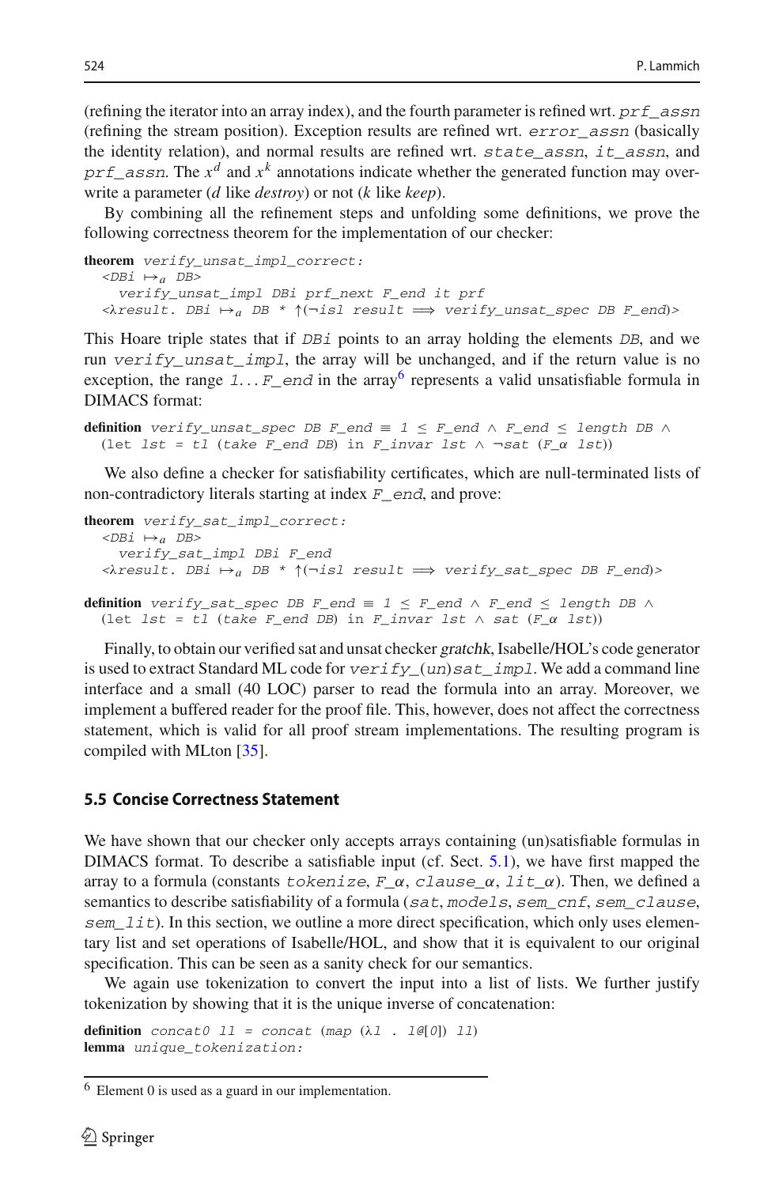(refining the iterator into an array index), and the fourth parameter is refined wrt. `prf_assn` (refining the stream position). Exception results are refined wrt. `error_assn` (basically the identity relation), and normal results are refined wrt. `state_assn`, `it_assn`, and `prf_assn`. The $x^d$ and $x^k$ annotations indicate whether the generated function may overwrite a parameter (*d* like *destroy*) or not (*k* like *keep*).

By combining all the refinement steps and unfolding some definitions, we prove the following correctness theorem for the implementation of our checker:

```
theorem verify_unsat_impl_correct:
  <DBi ↦a DB>
    verify_unsat_impl DBi prf_next F_end it prf
  <λresult. DBi ↦a DB * ↑(¬isl result ⟹ verify_unsat_spec DB F_end)>
```

This Hoare triple states that if `DBi` points to an array holding the elements `DB`, and we run `verify_unsat_impl`, the array will be unchanged, and if the return value is no exception, the range `1...F_end` in the array[6] represents a valid unsatisfiable formula in DIMACS format:

```
definition verify_unsat_spec DB F_end ≡ 1 ≤ F_end ∧ F_end ≤ length DB ∧
  (let lst = tl (take F_end DB) in F_invar lst ∧ ¬sat (F_α lst))
```

We also define a checker for satisfiability certificates, which are null-terminated lists of non-contradictory literals starting at index `F_end`, and prove:

```
theorem verify_sat_impl_correct:
  <DBi ↦a DB>
    verify_sat_impl DBi F_end
  <λresult. DBi ↦a DB * ↑(¬isl result ⟹ verify_sat_spec DB F_end)>

definition verify_sat_spec DB F_end ≡ 1 ≤ F_end ∧ F_end ≤ length DB ∧
  (let lst = tl (take F_end DB) in F_invar lst ∧ sat (F_α lst))
```

Finally, to obtain our verified sat and unsat checker *gratchk*, Isabelle/HOL's code generator is used to extract Standard ML code for `verify_(un)sat_impl`. We add a command line interface and a small (40 LOC) parser to read the formula into an array. Moreover, we implement a buffered reader for the proof file. This, however, does not affect the correctness statement, which is valid for all proof stream implementations. The resulting program is compiled with MLton [35].

### 5.5 Concise Correctness Statement

We have shown that our checker only accepts arrays containing (un)satisfiable formulas in DIMACS format. To describe a satisfiable input (cf. Sect. 5.1), we have first mapped the array to a formula (constants `tokenize`, `F_α`, `clause_α`, `lit_α`). Then, we defined a semantics to describe satisfiability of a formula (`sat`, `models`, `sem_cnf`, `sem_clause`, `sem_lit`). In this section, we outline a more direct specification, which only uses elementary list and set operations of Isabelle/HOL, and show that it is equivalent to our original specification. This can be seen as a sanity check for our semantics.

We again use tokenization to convert the input into a list of lists. We further justify tokenization by showing that it is the unique inverse of concatenation:

```
definition concat0 ll = concat (map (λl . l@[0]) ll)
lemma unique_tokenization:
```

[6] Element 0 is used as a guard in our implementation.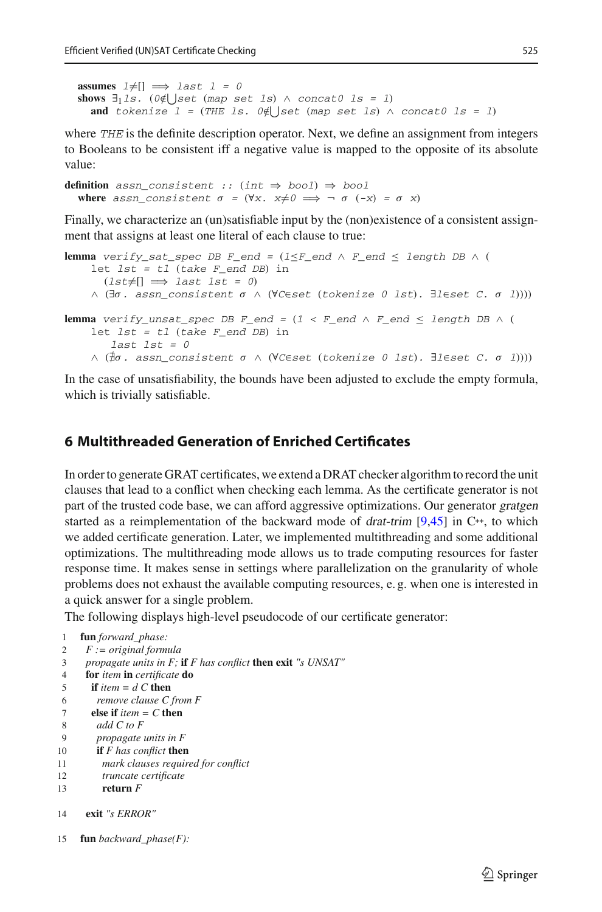```
assumes l≠[] ⟹ last l = 0
shows ∃₁ls. (0∉⋃set (map set ls) ∧ concat0 ls = l)
  and tokenize l = (THE ls. 0∉⋃set (map set ls) ∧ concat0 ls = l)
```

where *THE* is the definite description operator. Next, we define an assignment from integers to Booleans to be consistent iff a negative value is mapped to the opposite of its absolute value:

```
definition assn_consistent :: (int ⇒ bool) ⇒ bool
  where assn_consistent σ = (∀x. x≠0 ⟹ ¬ σ (-x) = σ x)
```

Finally, we characterize an (un)satisfiable input by the (non)existence of a consistent assignment that assigns at least one literal of each clause to true:

```
lemma verify_sat_spec DB F_end = (1≤F_end ∧ F_end ≤ length DB ∧ (
    let lst = tl (take F_end DB) in
      (lst≠[] ⟹ last lst = 0)
    ∧ (∃σ. assn_consistent σ ∧ (∀C∈set (tokenize 0 lst). ∃l∈set C. σ l))))

lemma verify_unsat_spec DB F_end = (1 < F_end ∧ F_end ≤ length DB ∧ (
    let lst = tl (take F_end DB) in
      last lst = 0
    ∧ (∄σ. assn_consistent σ ∧ (∀C∈set (tokenize 0 lst). ∃l∈set C. σ l))))
```

In the case of unsatisfiability, the bounds have been adjusted to exclude the empty formula, which is trivially satisfiable.

## 6 Multithreaded Generation of Enriched Certificates

In order to generate GRAT certificates, we extend a DRAT checker algorithm to record the unit clauses that lead to a conflict when checking each lemma. As the certificate generator is not part of the trusted code base, we can afford aggressive optimizations. Our generator *gratgen* started as a reimplementation of the backward mode of *drat-trim* [9,45] in C++, to which we added certificate generation. Later, we implemented multithreading and some additional optimizations. The multithreading mode allows us to trade computing resources for faster response time. It makes sense in settings where parallelization on the granularity of whole problems does not exhaust the available computing resources, e. g. when one is interested in a quick answer for a single problem.

The following displays high-level pseudocode of our certificate generator:

```
1  fun forward_phase:
2    F := original formula
3    propagate units in F; if F has conflict then exit "s UNSAT"
4    for item in certificate do
5      if item = d C then
6        remove clause C from F
7      else if item = C then
8        add C to F
9        propagate units in F
10       if F has conflict then
11         mark clauses required for conflict
12         truncate certificate
13         return F
14   exit "s ERROR"
15 fun backward_phase(F):
```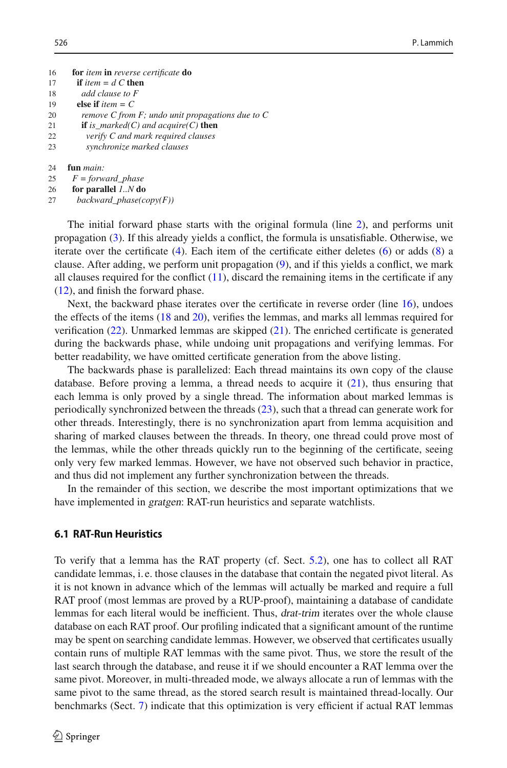```
16   for item in reverse certificate do
17     if item = d C then
18       add clause to F
19     else if item = C
20       remove C from F; undo unit propagations due to C
21       if is_marked(C) and acquire(C) then
22         verify C and mark required clauses
23         synchronize marked clauses

24   fun main:
25     F = forward_phase
26     for parallel 1..N do
27       backward_phase(copy(F))
```

The initial forward phase starts with the original formula (line 2), and performs unit propagation (3). If this already yields a conflict, the formula is unsatisfiable. Otherwise, we iterate over the certificate (4). Each item of the certificate either deletes (6) or adds (8) a clause. After adding, we perform unit propagation (9), and if this yields a conflict, we mark all clauses required for the conflict (11), discard the remaining items in the certificate if any (12), and finish the forward phase.

Next, the backward phase iterates over the certificate in reverse order (line 16), undoes the effects of the items (18 and 20), verifies the lemmas, and marks all lemmas required for verification (22). Unmarked lemmas are skipped (21). The enriched certificate is generated during the backwards phase, while undoing unit propagations and verifying lemmas. For better readability, we have omitted certificate generation from the above listing.

The backwards phase is parallelized: Each thread maintains its own copy of the clause database. Before proving a lemma, a thread needs to acquire it (21), thus ensuring that each lemma is only proved by a single thread. The information about marked lemmas is periodically synchronized between the threads (23), such that a thread can generate work for other threads. Interestingly, there is no synchronization apart from lemma acquisition and sharing of marked clauses between the threads. In theory, one thread could prove most of the lemmas, while the other threads quickly run to the beginning of the certificate, seeing only very few marked lemmas. However, we have not observed such behavior in practice, and thus did not implement any further synchronization between the threads.

In the remainder of this section, we describe the most important optimizations that we have implemented in *gratgen*: RAT-run heuristics and separate watchlists.

### 6.1 RAT-Run Heuristics

To verify that a lemma has the RAT property (cf. Sect. 5.2), one has to collect all RAT candidate lemmas, i. e. those clauses in the database that contain the negated pivot literal. As it is not known in advance which of the lemmas will actually be marked and require a full RAT proof (most lemmas are proved by a RUP-proof), maintaining a database of candidate lemmas for each literal would be inefficient. Thus, *drat-trim* iterates over the whole clause database on each RAT proof. Our profiling indicated that a significant amount of the runtime may be spent on searching candidate lemmas. However, we observed that certificates usually contain runs of multiple RAT lemmas with the same pivot. Thus, we store the result of the last search through the database, and reuse it if we should encounter a RAT lemma over the same pivot. Moreover, in multi-threaded mode, we always allocate a run of lemmas with the same pivot to the same thread, as the stored search result is maintained thread-locally. Our benchmarks (Sect. 7) indicate that this optimization is very efficient if actual RAT lemmas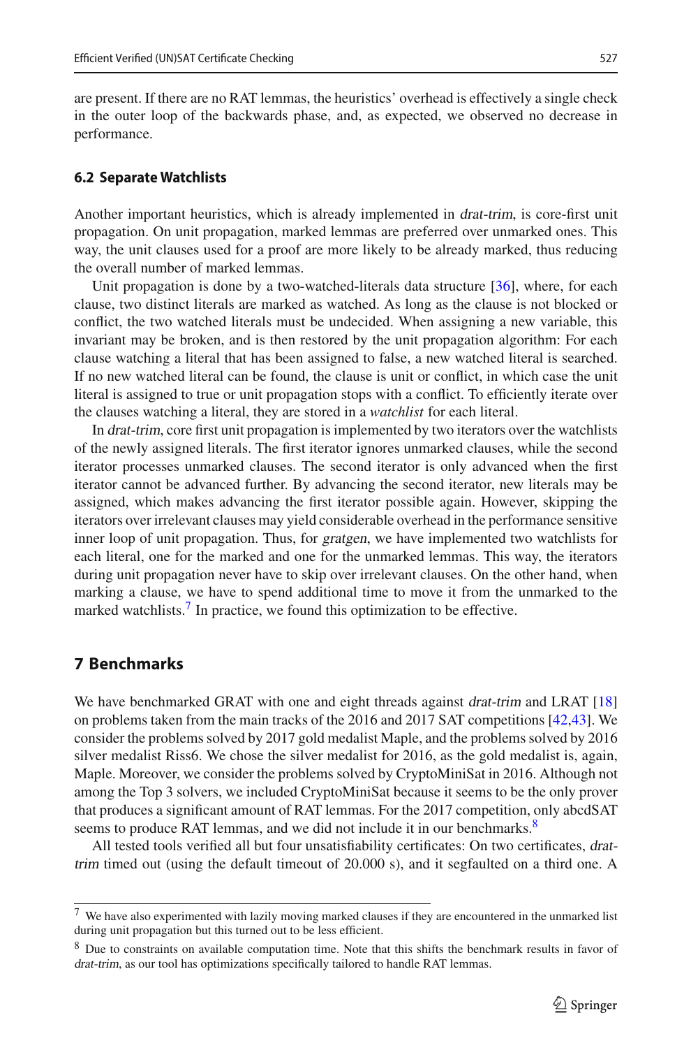are present. If there are no RAT lemmas, the heuristics' overhead is effectively a single check in the outer loop of the backwards phase, and, as expected, we observed no decrease in performance.

### 6.2 Separate Watchlists

Another important heuristics, which is already implemented in *drat-trim*, is core-first unit propagation. On unit propagation, marked lemmas are preferred over unmarked ones. This way, the unit clauses used for a proof are more likely to be already marked, thus reducing the overall number of marked lemmas.

Unit propagation is done by a two-watched-literals data structure [36], where, for each clause, two distinct literals are marked as watched. As long as the clause is not blocked or conflict, the two watched literals must be undecided. When assigning a new variable, this invariant may be broken, and is then restored by the unit propagation algorithm: For each clause watching a literal that has been assigned to false, a new watched literal is searched. If no new watched literal can be found, the clause is unit or conflict, in which case the unit literal is assigned to true or unit propagation stops with a conflict. To efficiently iterate over the clauses watching a literal, they are stored in a *watchlist* for each literal.

In *drat-trim*, core first unit propagation is implemented by two iterators over the watchlists of the newly assigned literals. The first iterator ignores unmarked clauses, while the second iterator processes unmarked clauses. The second iterator is only advanced when the first iterator cannot be advanced further. By advancing the second iterator, new literals may be assigned, which makes advancing the first iterator possible again. However, skipping the iterators over irrelevant clauses may yield considerable overhead in the performance sensitive inner loop of unit propagation. Thus, for *gratgen*, we have implemented two watchlists for each literal, one for the marked and one for the unmarked lemmas. This way, the iterators during unit propagation never have to skip over irrelevant clauses. On the other hand, when marking a clause, we have to spend additional time to move it from the unmarked to the marked watchlists.[7] In practice, we found this optimization to be effective.

## 7 Benchmarks

We have benchmarked GRAT with one and eight threads against *drat-trim* and LRAT [18] on problems taken from the main tracks of the 2016 and 2017 SAT competitions [42,43]. We consider the problems solved by 2017 gold medalist Maple, and the problems solved by 2016 silver medalist Riss6. We chose the silver medalist for 2016, as the gold medalist is, again, Maple. Moreover, we consider the problems solved by CryptoMiniSat in 2016. Although not among the Top 3 solvers, we included CryptoMiniSat because it seems to be the only prover that produces a significant amount of RAT lemmas. For the 2017 competition, only abcdSAT seems to produce RAT lemmas, and we did not include it in our benchmarks.[8]

All tested tools verified all but four unsatisfiability certificates: On two certificates, *drat-trim* timed out (using the default timeout of 20.000 s), and it segfaulted on a third one. A

[7] We have also experimented with lazily moving marked clauses if they are encountered in the unmarked list during unit propagation but this turned out to be less efficient.

[8] Due to constraints on available computation time. Note that this shifts the benchmark results in favor of *drat-trim*, as our tool has optimizations specifically tailored to handle RAT lemmas.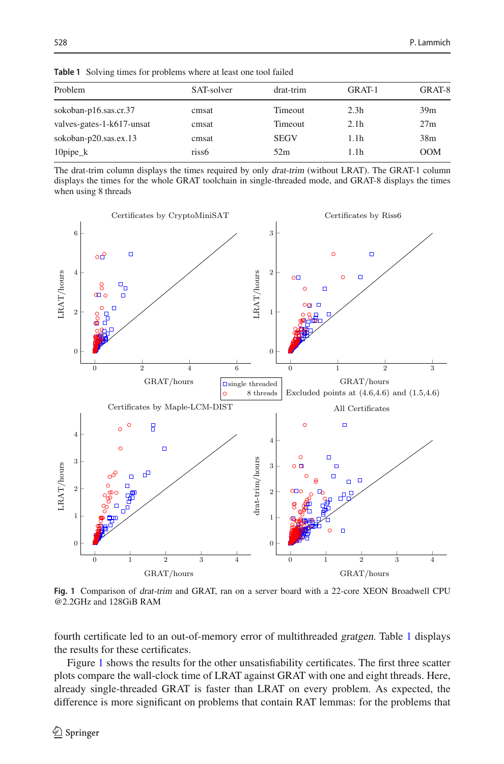**Table 1** Solving times for problems where at least one tool failed

| Problem | SAT-solver | drat-trim | GRAT-1 | GRAT-8 |
|---|---|---|---|---|
| sokoban-p16.sas.cr.37 | cmsat | Timeout | 2.3h | 39m |
| valves-gates-1-k617-unsat | cmsat | Timeout | 2.1h | 27m |
| sokoban-p20.sas.ex.13 | cmsat | SEGV | 1.1h | 38m |
| 10pipe_k | riss6 | 52m | 1.1h | OOM |

The drat-trim column displays the times required by only *drat-trim* (without LRAT). The GRAT-1 column displays the times for the whole GRAT toolchain in single-threaded mode, and GRAT-8 displays the times when using 8 threads

**Fig. 1** Comparison of *drat-trim* and GRAT, ran on a server board with a 22-core XEON Broadwell CPU @2.2GHz and 128GiB RAM

fourth certificate led to an out-of-memory error of multithreaded *gratgen*. Table 1 displays the results for these certificates.

Figure 1 shows the results for the other unsatisfiability certificates. The first three scatter plots compare the wall-clock time of LRAT against GRAT with one and eight threads. Here, already single-threaded GRAT is faster than LRAT on every problem. As expected, the difference is more significant on problems that contain RAT lemmas: for the problems that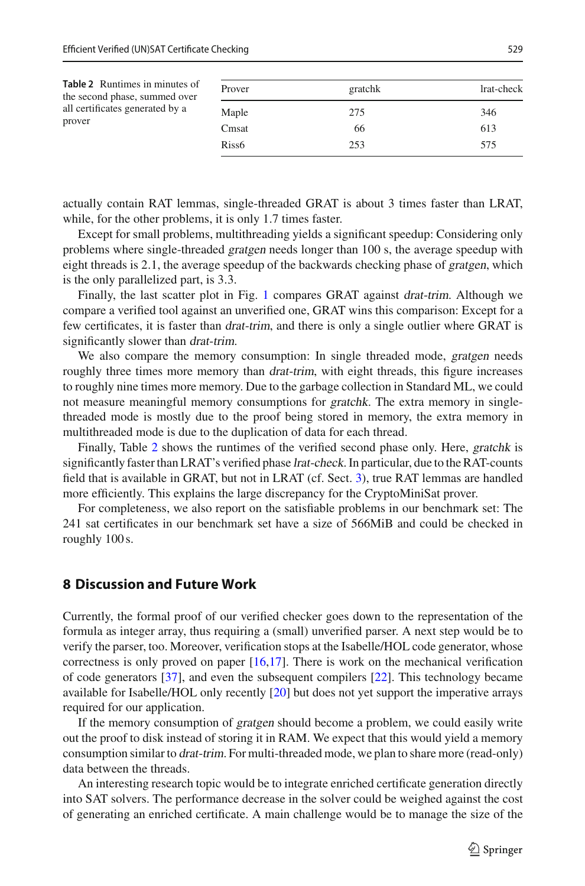**Table 2** Runtimes in minutes of the second phase, summed over all certificates generated by a prover

| Prover | gratchk | lrat-check |
|---|---|---|
| Maple | 275 | 346 |
| Cmsat | 66 | 613 |
| Riss6 | 253 | 575 |

actually contain RAT lemmas, single-threaded GRAT is about 3 times faster than LRAT, while, for the other problems, it is only 1.7 times faster.

Except for small problems, multithreading yields a significant speedup: Considering only problems where single-threaded *gratgen* needs longer than 100 s, the average speedup with eight threads is 2.1, the average speedup of the backwards checking phase of *gratgen*, which is the only parallelized part, is 3.3.

Finally, the last scatter plot in Fig. 1 compares GRAT against *drat-trim*. Although we compare a verified tool against an unverified one, GRAT wins this comparison: Except for a few certificates, it is faster than *drat-trim*, and there is only a single outlier where GRAT is significantly slower than *drat-trim*.

We also compare the memory consumption: In single threaded mode, *gratgen* needs roughly three times more memory than *drat-trim*, with eight threads, this figure increases to roughly nine times more memory. Due to the garbage collection in Standard ML, we could not measure meaningful memory consumptions for *gratchk*. The extra memory in single-threaded mode is mostly due to the proof being stored in memory, the extra memory in multithreaded mode is due to the duplication of data for each thread.

Finally, Table 2 shows the runtimes of the verified second phase only. Here, *gratchk* is significantly faster than LRAT's verified phase *lrat-check*. In particular, due to the RAT-counts field that is available in GRAT, but not in LRAT (cf. Sect. 3), true RAT lemmas are handled more efficiently. This explains the large discrepancy for the CryptoMiniSat prover.

For completeness, we also report on the satisfiable problems in our benchmark set: The 241 sat certificates in our benchmark set have a size of 566MiB and could be checked in roughly 100 s.

## 8 Discussion and Future Work

Currently, the formal proof of our verified checker goes down to the representation of the formula as integer array, thus requiring a (small) unverified parser. A next step would be to verify the parser, too. Moreover, verification stops at the Isabelle/HOL code generator, whose correctness is only proved on paper [16,17]. There is work on the mechanical verification of code generators [37], and even the subsequent compilers [22]. This technology became available for Isabelle/HOL only recently [20] but does not yet support the imperative arrays required for our application.

If the memory consumption of *gratgen* should become a problem, we could easily write out the proof to disk instead of storing it in RAM. We expect that this would yield a memory consumption similar to *drat-trim*. For multi-threaded mode, we plan to share more (read-only) data between the threads.

An interesting research topic would be to integrate enriched certificate generation directly into SAT solvers. The performance decrease in the solver could be weighed against the cost of generating an enriched certificate. A main challenge would be to manage the size of the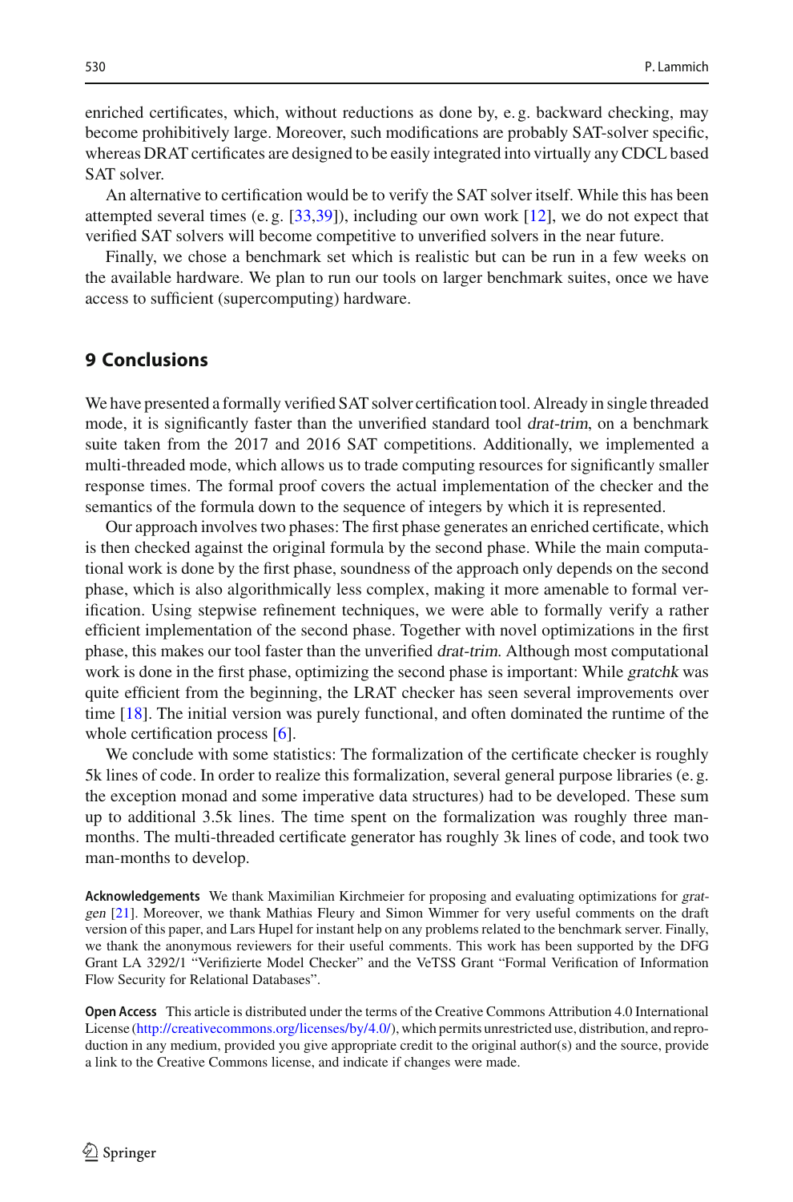enriched certificates, which, without reductions as done by, e. g. backward checking, may become prohibitively large. Moreover, such modifications are probably SAT-solver specific, whereas DRAT certificates are designed to be easily integrated into virtually any CDCL based SAT solver.

An alternative to certification would be to verify the SAT solver itself. While this has been attempted several times (e. g. [33,39]), including our own work [12], we do not expect that verified SAT solvers will become competitive to unverified solvers in the near future.

Finally, we chose a benchmark set which is realistic but can be run in a few weeks on the available hardware. We plan to run our tools on larger benchmark suites, once we have access to sufficient (supercomputing) hardware.

## 9 Conclusions

We have presented a formally verified SAT solver certification tool. Already in single threaded mode, it is significantly faster than the unverified standard tool *drat-trim*, on a benchmark suite taken from the 2017 and 2016 SAT competitions. Additionally, we implemented a multi-threaded mode, which allows us to trade computing resources for significantly smaller response times. The formal proof covers the actual implementation of the checker and the semantics of the formula down to the sequence of integers by which it is represented.

Our approach involves two phases: The first phase generates an enriched certificate, which is then checked against the original formula by the second phase. While the main computational work is done by the first phase, soundness of the approach only depends on the second phase, which is also algorithmically less complex, making it more amenable to formal verification. Using stepwise refinement techniques, we were able to formally verify a rather efficient implementation of the second phase. Together with novel optimizations in the first phase, this makes our tool faster than the unverified *drat-trim*. Although most computational work is done in the first phase, optimizing the second phase is important: While *gratchk* was quite efficient from the beginning, the LRAT checker has seen several improvements over time [18]. The initial version was purely functional, and often dominated the runtime of the whole certification process [6].

We conclude with some statistics: The formalization of the certificate checker is roughly 5k lines of code. In order to realize this formalization, several general purpose libraries (e. g. the exception monad and some imperative data structures) had to be developed. These sum up to additional 3.5k lines. The time spent on the formalization was roughly three man-months. The multi-threaded certificate generator has roughly 3k lines of code, and took two man-months to develop.

**Acknowledgements** We thank Maximilian Kirchmeier for proposing and evaluating optimizations for *gratgen* [21]. Moreover, we thank Mathias Fleury and Simon Wimmer for very useful comments on the draft version of this paper, and Lars Hupel for instant help on any problems related to the benchmark server. Finally, we thank the anonymous reviewers for their useful comments. This work has been supported by the DFG Grant LA 3292/1 "Verifizierte Model Checker" and the VeTSS Grant "Formal Verification of Information Flow Security for Relational Databases".

**Open Access** This article is distributed under the terms of the Creative Commons Attribution 4.0 International License (http://creativecommons.org/licenses/by/4.0/), which permits unrestricted use, distribution, and reproduction in any medium, provided you give appropriate credit to the original author(s) and the source, provide a link to the Creative Commons license, and indicate if changes were made.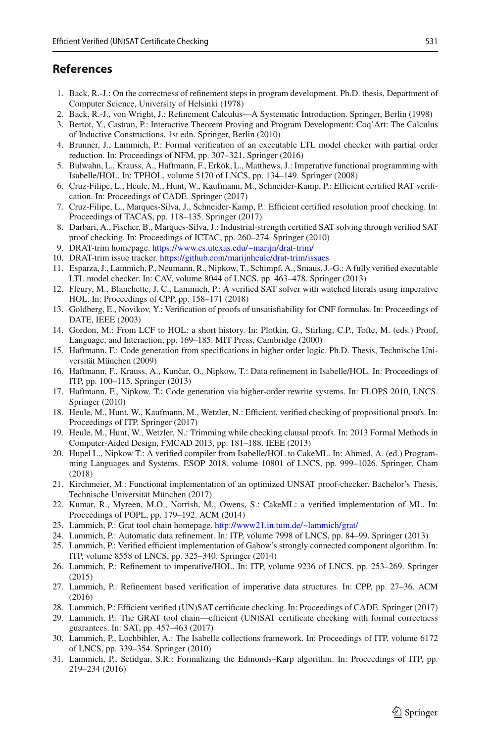## References

1. Back, R.-J.: On the correctness of refinement steps in program development. Ph.D. thesis, Department of Computer Science, University of Helsinki (1978)
2. Back, R.-J., von Wright, J.: Refinement Calculus—A Systematic Introduction. Springer, Berlin (1998)
3. Bertot, Y., Castran, P.: Interactive Theorem Proving and Program Development: Coq'Art: The Calculus of Inductive Constructions, 1st edn. Springer, Berlin (2010)
4. Brunner, J., Lammich, P.: Formal verification of an executable LTL model checker with partial order reduction. In: Proceedings of NFM, pp. 307–321. Springer (2016)
5. Bulwahn, L., Krauss, A., Haftmann, F., Erkök, L., Matthews, J.: Imperative functional programming with Isabelle/HOL. In: TPHOL, volume 5170 of LNCS, pp. 134–149. Springer (2008)
6. Cruz-Filipe, L., Heule, M., Hunt, W., Kaufmann, M., Schneider-Kamp, P.: Efficient certified RAT verification. In: Proceedings of CADE. Springer (2017)
7. Cruz-Filipe, L., Marques-Silva, J., Schneider-Kamp, P.: Efficient certified resolution proof checking. In: Proceedings of TACAS, pp. 118–135. Springer (2017)
8. Darbari, A., Fischer, B., Marques-Silva, J.: Industrial-strength certified SAT solving through verified SAT proof checking. In: Proceedings of ICTAC, pp. 260–274. Springer (2010)
9. DRAT-trim homepage. https://www.cs.utexas.edu/~marijn/drat-trim/
10. DRAT-trim issue tracker. https://github.com/marijnheule/drat-trim/issues
11. Esparza, J., Lammich, P., Neumann, R., Nipkow, T., Schimpf, A., Smaus, J.-G.: A fully verified executable LTL model checker. In: CAV, volume 8044 of LNCS, pp. 463–478. Springer (2013)
12. Fleury, M., Blanchette, J. C., Lammich, P.: A verified SAT solver with watched literals using imperative HOL. In: Proceedings of CPP, pp. 158–171 (2018)
13. Goldberg, E., Novikov, Y.: Verification of proofs of unsatisfiability for CNF formulas. In: Proceedings of DATE, IEEE (2003)
14. Gordon, M.: From LCF to HOL: a short history. In: Plotkin, G., Stirling, C.P., Tofte, M. (eds.) Proof, Language, and Interaction, pp. 169–185. MIT Press, Cambridge (2000)
15. Haftmann, F.: Code generation from specifications in higher order logic. Ph.D. Thesis, Technische Universität München (2009)
16. Haftmann, F., Krauss, A., Kunčar, O., Nipkow, T.: Data refinement in Isabelle/HOL. In: Proceedings of ITP, pp. 100–115. Springer (2013)
17. Haftmann, F., Nipkow, T.: Code generation via higher-order rewrite systems. In: FLOPS 2010, LNCS. Springer (2010)
18. Heule, M., Hunt, W., Kaufmann, M., Wetzler, N.: Efficient, verified checking of propositional proofs. In: Proceedings of ITP. Springer (2017)
19. Heule, M., Hunt, W., Wetzler, N.: Trimming while checking clausal proofs. In: 2013 Formal Methods in Computer-Aided Design, FMCAD 2013, pp. 181–188. IEEE (2013)
20. Hupel L., Nipkow T.: A verified compiler from Isabelle/HOL to CakeML. In: Ahmed, A. (ed.) Programming Languages and Systems. ESOP 2018. volume 10801 of LNCS, pp. 999–1026. Springer, Cham (2018)
21. Kirchmeier, M.: Functional implementation of an optimized UNSAT proof-checker. Bachelor's Thesis, Technische Universität München (2017)
22. Kumar, R., Myreen, M.O., Norrish, M., Owens, S.: CakeML: a verified implementation of ML. In: Proceedings of POPL, pp. 179–192. ACM (2014)
23. Lammich, P.: Grat tool chain homepage. http://www21.in.tum.de/~lammich/grat/
24. Lammich, P.: Automatic data refinement. In: ITP, volume 7998 of LNCS, pp. 84–99. Springer (2013)
25. Lammich, P.: Verified efficient implementation of Gabow's strongly connected component algorithm. In: ITP, volume 8558 of LNCS, pp. 325–340. Springer (2014)
26. Lammich, P.: Refinement to imperative/HOL. In: ITP, volume 9236 of LNCS, pp. 253–269. Springer (2015)
27. Lammich, P.: Refinement based verification of imperative data structures. In: CPP, pp. 27–36. ACM (2016)
28. Lammich, P.: Efficient verified (UN)SAT certificate checking. In: Proceedings of CADE. Springer (2017)
29. Lammich, P.: The GRAT tool chain—efficient (UN)SAT certificate checking with formal correctness guarantees. In: SAT, pp. 457–463 (2017)
30. Lammich, P., Lochbihler, A.: The Isabelle collections framework. In: Proceedings of ITP, volume 6172 of LNCS, pp. 339–354. Springer (2010)
31. Lammich, P., Sefidgar, S.R.: Formalizing the Edmonds–Karp algorithm. In: Proceedings of ITP, pp. 219–234 (2016)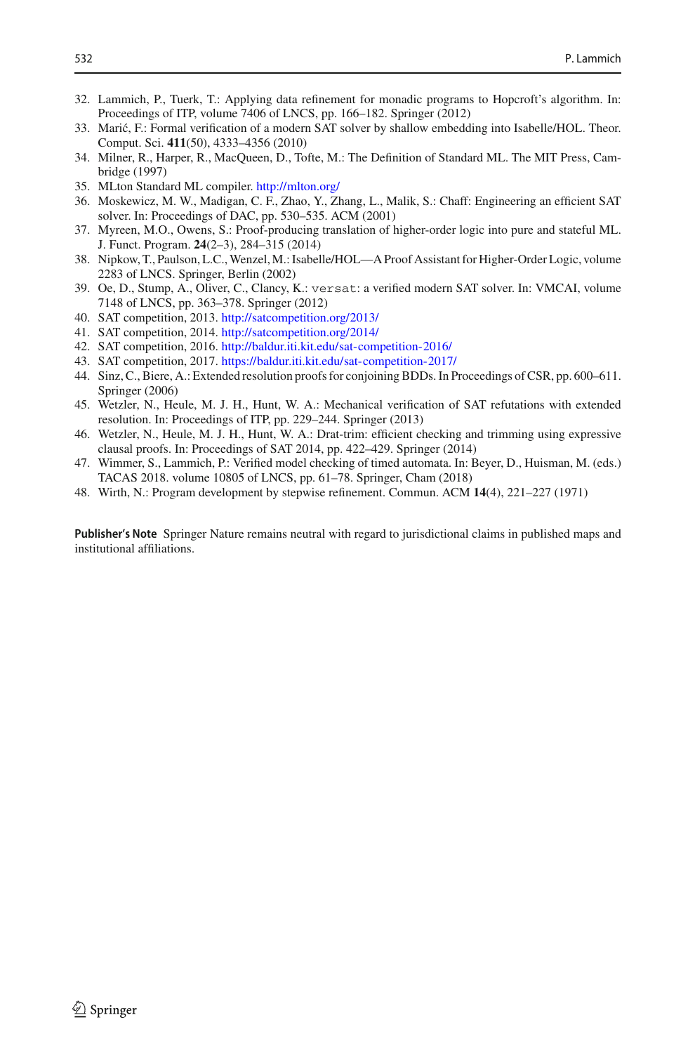32. Lammich, P., Tuerk, T.: Applying data refinement for monadic programs to Hopcroft's algorithm. In: Proceedings of ITP, volume 7406 of LNCS, pp. 166–182. Springer (2012)
33. Marić, F.: Formal verification of a modern SAT solver by shallow embedding into Isabelle/HOL. Theor. Comput. Sci. **411**(50), 4333–4356 (2010)
34. Milner, R., Harper, R., MacQueen, D., Tofte, M.: The Definition of Standard ML. The MIT Press, Cambridge (1997)
35. MLton Standard ML compiler. http://mlton.org/
36. Moskewicz, M. W., Madigan, C. F., Zhao, Y., Zhang, L., Malik, S.: Chaff: Engineering an efficient SAT solver. In: Proceedings of DAC, pp. 530–535. ACM (2001)
37. Myreen, M.O., Owens, S.: Proof-producing translation of higher-order logic into pure and stateful ML. J. Funct. Program. **24**(2–3), 284–315 (2014)
38. Nipkow, T., Paulson, L.C., Wenzel, M.: Isabelle/HOL—A Proof Assistant for Higher-Order Logic, volume 2283 of LNCS. Springer, Berlin (2002)
39. Oe, D., Stump, A., Oliver, C., Clancy, K.: `versat`: a verified modern SAT solver. In: VMCAI, volume 7148 of LNCS, pp. 363–378. Springer (2012)
40. SAT competition, 2013. http://satcompetition.org/2013/
41. SAT competition, 2014. http://satcompetition.org/2014/
42. SAT competition, 2016. http://baldur.iti.kit.edu/sat-competition-2016/
43. SAT competition, 2017. https://baldur.iti.kit.edu/sat-competition-2017/
44. Sinz, C., Biere, A.: Extended resolution proofs for conjoining BDDs. In Proceedings of CSR, pp. 600–611. Springer (2006)
45. Wetzler, N., Heule, M. J. H., Hunt, W. A.: Mechanical verification of SAT refutations with extended resolution. In: Proceedings of ITP, pp. 229–244. Springer (2013)
46. Wetzler, N., Heule, M. J. H., Hunt, W. A.: Drat-trim: efficient checking and trimming using expressive clausal proofs. In: Proceedings of SAT 2014, pp. 422–429. Springer (2014)
47. Wimmer, S., Lammich, P.: Verified model checking of timed automata. In: Beyer, D., Huisman, M. (eds.) TACAS 2018. volume 10805 of LNCS, pp. 61–78. Springer, Cham (2018)
48. Wirth, N.: Program development by stepwise refinement. Commun. ACM **14**(4), 221–227 (1971)

**Publisher's Note** Springer Nature remains neutral with regard to jurisdictional claims in published maps and institutional affiliations.